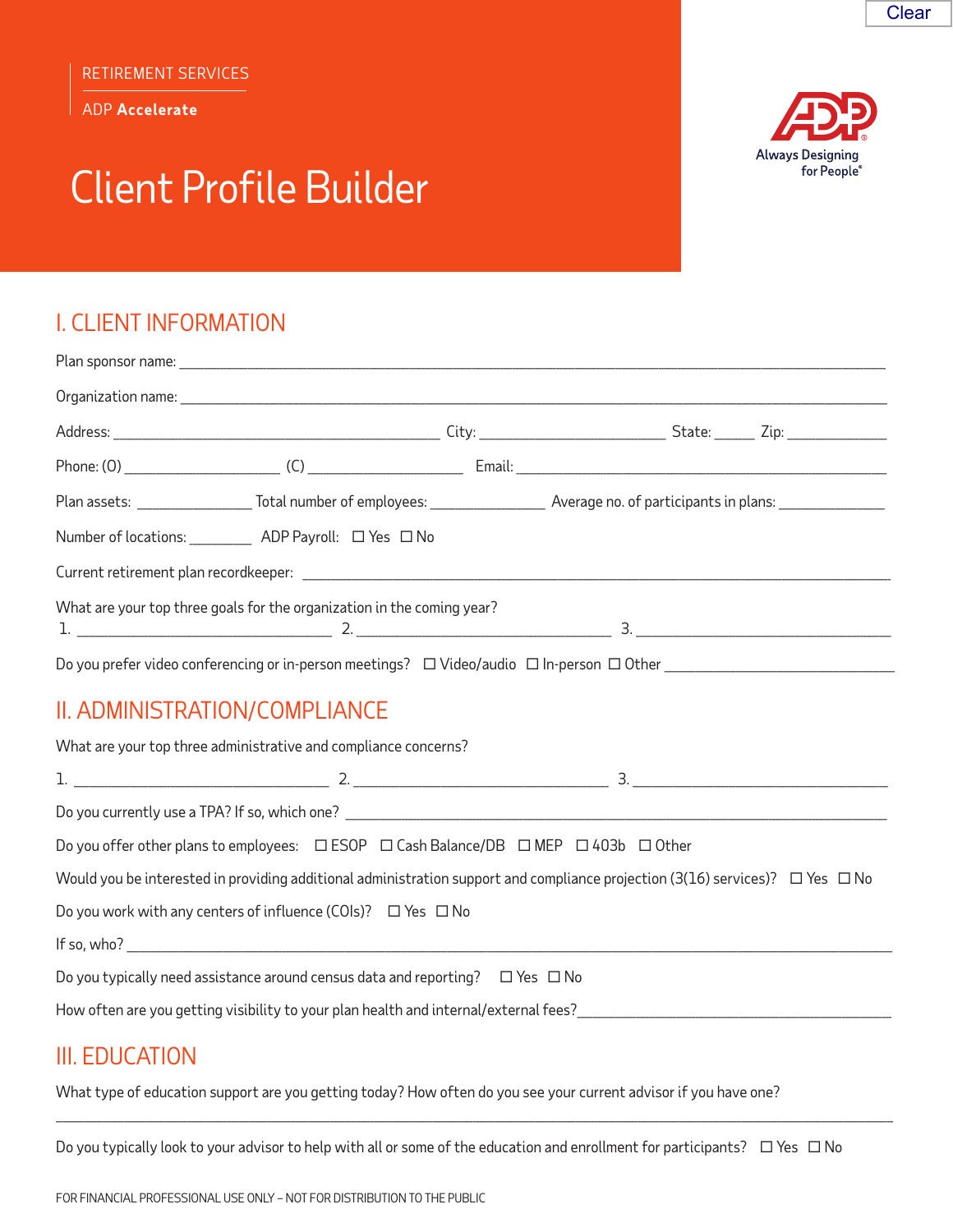RETIREMENT SERVICES

ADP **Accelerate**

# Client Profile Builder

Always Designing for People®

## I. CLIENT INFORMATION

Plan sponsor name: ______________________________________________

Organization name: ______________________________________________

Address: ______________________ City: ______________ State: _____ Zip: __________

Phone: (O) ______________ (C) ______________ Email: ______________________

Plan assets: __________ Total number of employees: __________ Average no. of participants in plans: __________

Number of locations: ______ ADP Payroll: ☐ Yes ☐ No

Current retirement plan recordkeeper: ______________________________________________

What are your top three goals for the organization in the coming year?

1. ______________________ 2. ______________________ 3. ______________________

Do you prefer video conferencing or in-person meetings? ☐ Video/audio ☐ In-person ☐ Other ______________________

## II. ADMINISTRATION/COMPLIANCE

What are your top three administrative and compliance concerns?

1. ______________________ 2. ______________________ 3. ______________________

Do you currently use a TPA? If so, which one? ______________________________________________

Do you offer other plans to employees: ☐ ESOP ☐ Cash Balance/DB ☐ MEP ☐ 403b ☐ Other

Would you be interested in providing additional administration support and compliance projection (3(16) services)? ☐ Yes ☐ No

Do you work with any centers of influence (COIs)? ☐ Yes ☐ No

If so, who? ______________________________________________

Do you typically need assistance around census data and reporting? ☐ Yes ☐ No

How often are you getting visibility to your plan health and internal/external fees? ______________________

## III. EDUCATION

What type of education support are you getting today? How often do you see your current advisor if you have one?

______________________________________________

Do you typically look to your advisor to help with all or some of the education and enrollment for participants? ☐ Yes ☐ No

FOR FINANCIAL PROFESSIONAL USE ONLY – NOT FOR DISTRIBUTION TO THE PUBLIC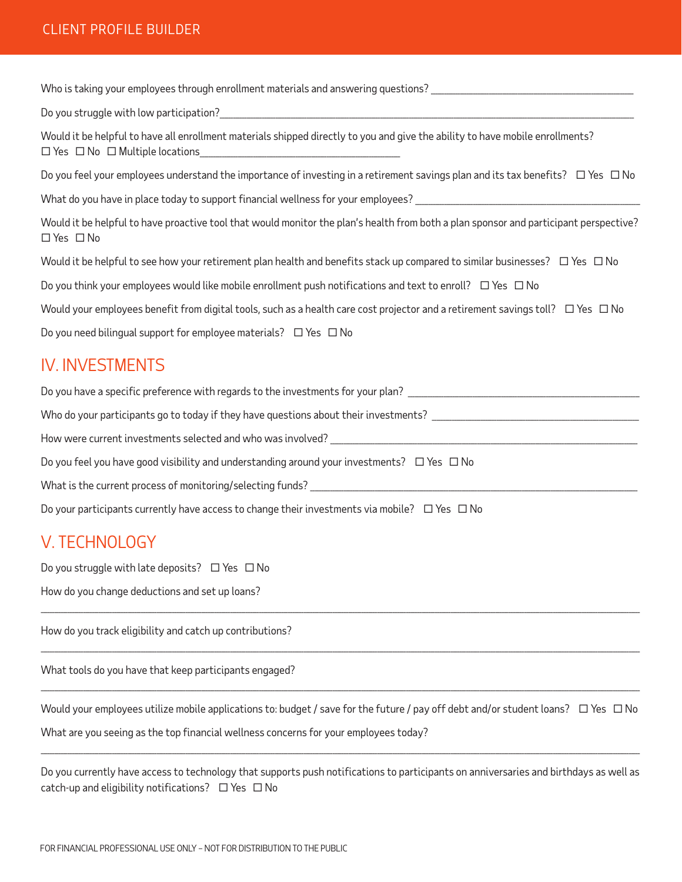Who is taking your employees through enrollment materials and answering questions? ______________________________________

Do you struggle with low participation?_________________________________________________________________________________

Would it be helpful to have all enrollment materials shipped directly to you and give the ability to have mobile enrollments?
☐ Yes ☐ No ☐ Multiple locations_____________________________________

Do you feel your employees understand the importance of investing in a retirement savings plan and its tax benefits? ☐ Yes ☐ No

What do you have in place today to support financial wellness for your employees? __________________________________________

Would it be helpful to have proactive tool that would monitor the plan's health from both a plan sponsor and participant perspective?
☐ Yes ☐ No

Would it be helpful to see how your retirement plan health and benefits stack up compared to similar businesses? ☐ Yes ☐ No

Do you think your employees would like mobile enrollment push notifications and text to enroll? ☐ Yes ☐ No

Would your employees benefit from digital tools, such as a health care cost projector and a retirement savings toll? ☐ Yes ☐ No

Do you need bilingual support for employee materials? ☐ Yes ☐ No

## IV. INVESTMENTS

Do you have a specific preference with regards to the investments for your plan? ___________________________________________

Who do your participants go to today if they have questions about their investments? _______________________________________

How were current investments selected and who was involved? ___________________________________________________________

Do you feel you have good visibility and understanding around your investments? ☐ Yes ☐ No

What is the current process of monitoring/selecting funds? _______________________________________________________________

Do your participants currently have access to change their investments via mobile? ☐ Yes ☐ No

## V. TECHNOLOGY

Do you struggle with late deposits? ☐ Yes ☐ No

How do you change deductions and set up loans?

_____________________________________________________________________________________________________________

How do you track eligibility and catch up contributions?

_____________________________________________________________________________________________________________

What tools do you have that keep participants engaged?

_____________________________________________________________________________________________________________

Would your employees utilize mobile applications to: budget / save for the future / pay off debt and/or student loans? ☐ Yes ☐ No

What are you seeing as the top financial wellness concerns for your employees today?

_____________________________________________________________________________________________________________

Do you currently have access to technology that supports push notifications to participants on anniversaries and birthdays as well as catch-up and eligibility notifications? ☐ Yes ☐ No

FOR FINANCIAL PROFESSIONAL USE ONLY – NOT FOR DISTRIBUTION TO THE PUBLIC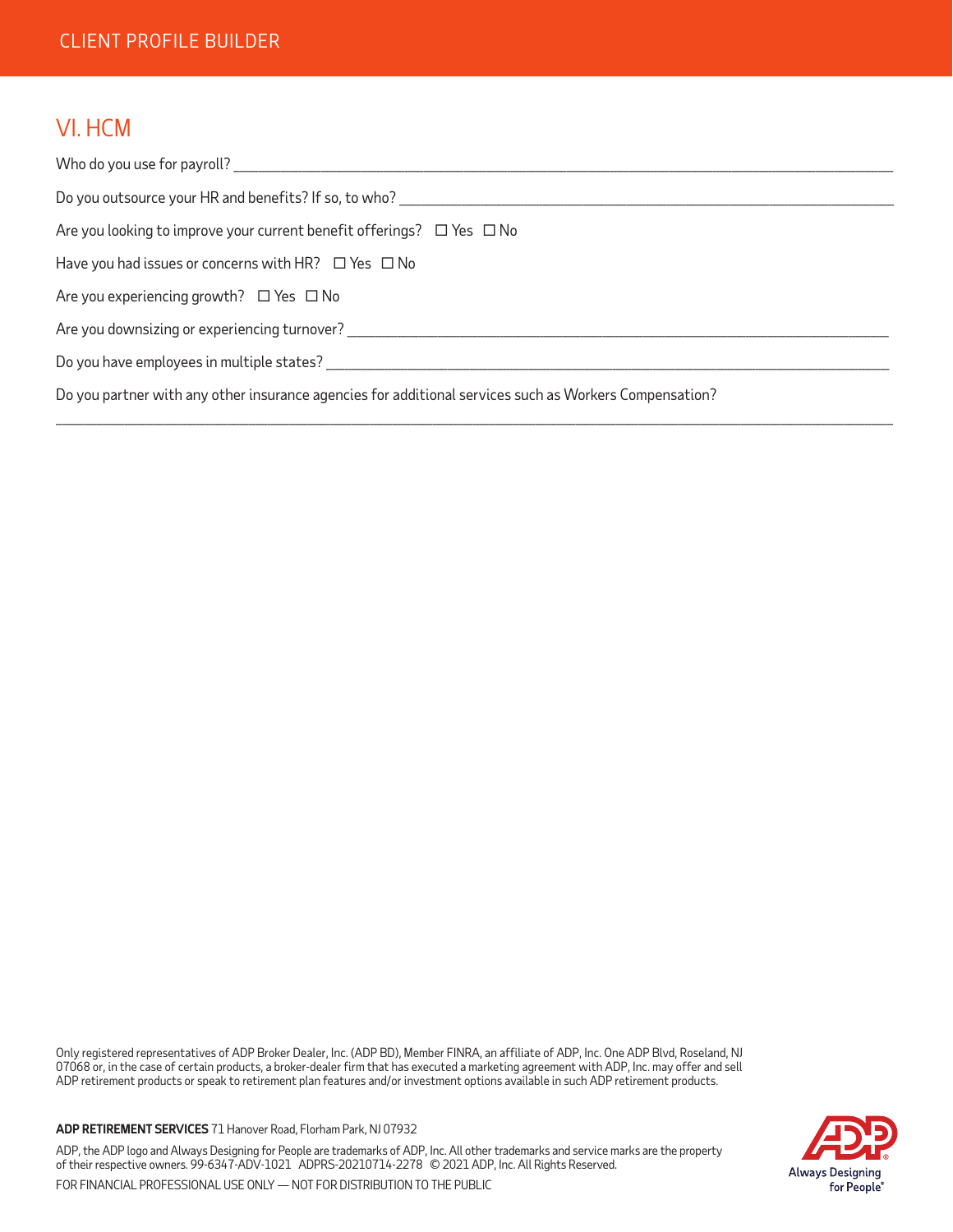## VI. HCM

Who do you use for payroll? ______________________________________________________________

Do you outsource your HR and benefits? If so, to who? _____________________________________________

Are you looking to improve your current benefit offerings? ☐ Yes ☐ No

Have you had issues or concerns with HR? ☐ Yes ☐ No

Are you experiencing growth? ☐ Yes ☐ No

Are you downsizing or experiencing turnover? ______________________________________________

Do you have employees in multiple states? ________________________________________________

Do you partner with any other insurance agencies for additional services such as Workers Compensation?

________________________________________________________________________________

Only registered representatives of ADP Broker Dealer, Inc. (ADP BD), Member FINRA, an affiliate of ADP, Inc. One ADP Blvd, Roseland, NJ 07068 or, in the case of certain products, a broker-dealer firm that has executed a marketing agreement with ADP, Inc. may offer and sell ADP retirement products or speak to retirement plan features and/or investment options available in such ADP retirement products.

**ADP RETIREMENT SERVICES** 71 Hanover Road, Florham Park, NJ 07932

ADP, the ADP logo and Always Designing for People are trademarks of ADP, Inc. All other trademarks and service marks are the property of their respective owners. 99-6347-ADV-1021 ADPRS-20210714-2278 © 2021 ADP, Inc. All Rights Reserved.

FOR FINANCIAL PROFESSIONAL USE ONLY — NOT FOR DISTRIBUTION TO THE PUBLIC

Always Designing for People®